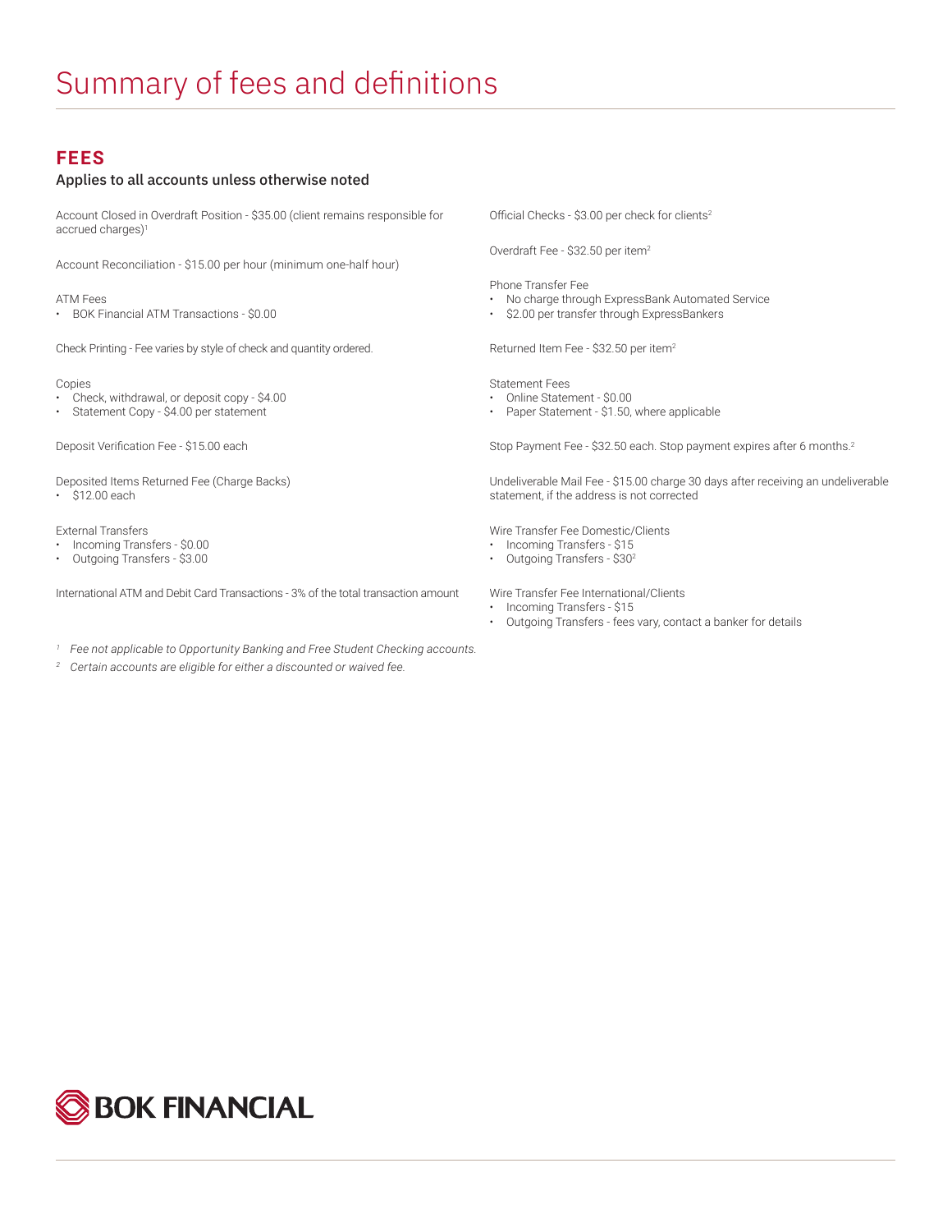# Summary of fees and definitions

## FEES

### Applies to all accounts unless otherwise noted

Account Closed in Overdraft Position - $35.00 (client remains responsible for accrued charges)[1]

Account Reconciliation - $15.00 per hour (minimum one-half hour)

ATM Fees
- BOK Financial ATM Transactions - $0.00

Check Printing - Fee varies by style of check and quantity ordered.

Copies
- Check, withdrawal, or deposit copy - $4.00
- Statement Copy - $4.00 per statement

Deposit Verification Fee - $15.00 each

Deposited Items Returned Fee (Charge Backs)
- $12.00 each

External Transfers
- Incoming Transfers - $0.00
- Outgoing Transfers - $3.00

International ATM and Debit Card Transactions - 3% of the total transaction amount

Official Checks - $3.00 per check for clients[2]

Overdraft Fee - $32.50 per item[2]

Phone Transfer Fee
- No charge through ExpressBank Automated Service
- $2.00 per transfer through ExpressBankers

Returned Item Fee - $32.50 per item[2]

Statement Fees
- Online Statement - $0.00
- Paper Statement - $1.50, where applicable

Stop Payment Fee - $32.50 each. Stop payment expires after 6 months.[2]

Undeliverable Mail Fee - $15.00 charge 30 days after receiving an undeliverable statement, if the address is not corrected

Wire Transfer Fee Domestic/Clients
- Incoming Transfers - $15
- Outgoing Transfers - $30[2]

Wire Transfer Fee International/Clients
- Incoming Transfers - $15
- Outgoing Transfers - fees vary, contact a banker for details

[1] *Fee not applicable to Opportunity Banking and Free Student Checking accounts.*

[2] *Certain accounts are eligible for either a discounted or waived fee.*

BOK FINANCIAL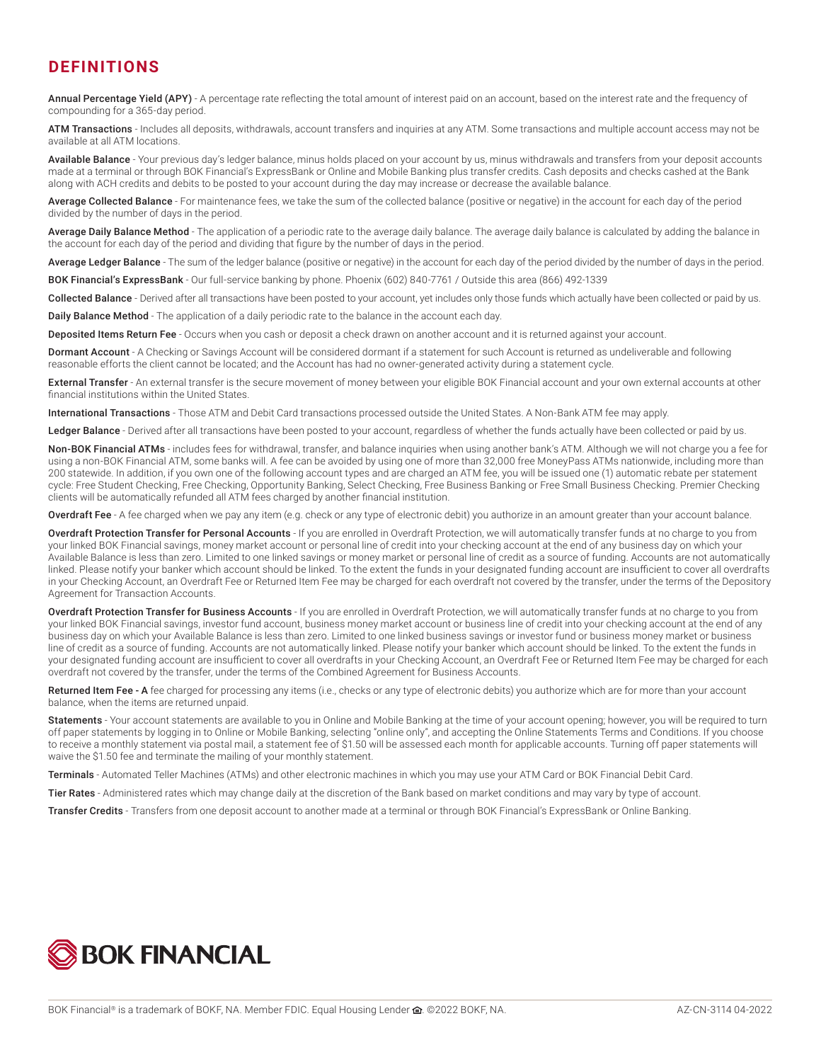## DEFINITIONS

**Annual Percentage Yield (APY)** - A percentage rate reflecting the total amount of interest paid on an account, based on the interest rate and the frequency of compounding for a 365-day period.

**ATM Transactions** - Includes all deposits, withdrawals, account transfers and inquiries at any ATM. Some transactions and multiple account access may not be available at all ATM locations.

**Available Balance** - Your previous day's ledger balance, minus holds placed on your account by us, minus withdrawals and transfers from your deposit accounts made at a terminal or through BOK Financial's ExpressBank or Online and Mobile Banking plus transfer credits. Cash deposits and checks cashed at the Bank along with ACH credits and debits to be posted to your account during the day may increase or decrease the available balance.

**Average Collected Balance** - For maintenance fees, we take the sum of the collected balance (positive or negative) in the account for each day of the period divided by the number of days in the period.

**Average Daily Balance Method** - The application of a periodic rate to the average daily balance. The average daily balance is calculated by adding the balance in the account for each day of the period and dividing that figure by the number of days in the period.

**Average Ledger Balance** - The sum of the ledger balance (positive or negative) in the account for each day of the period divided by the number of days in the period.

**BOK Financial's ExpressBank** - Our full-service banking by phone. Phoenix (602) 840-7761 / Outside this area (866) 492-1339

**Collected Balance** - Derived after all transactions have been posted to your account, yet includes only those funds which actually have been collected or paid by us.

**Daily Balance Method** - The application of a daily periodic rate to the balance in the account each day.

**Deposited Items Return Fee** - Occurs when you cash or deposit a check drawn on another account and it is returned against your account.

**Dormant Account** - A Checking or Savings Account will be considered dormant if a statement for such Account is returned as undeliverable and following reasonable efforts the client cannot be located; and the Account has had no owner-generated activity during a statement cycle.

**External Transfer** - An external transfer is the secure movement of money between your eligible BOK Financial account and your own external accounts at other financial institutions within the United States.

**International Transactions** - Those ATM and Debit Card transactions processed outside the United States. A Non-Bank ATM fee may apply.

**Ledger Balance** - Derived after all transactions have been posted to your account, regardless of whether the funds actually have been collected or paid by us.

**Non-BOK Financial ATMs** - includes fees for withdrawal, transfer, and balance inquiries when using another bank's ATM. Although we will not charge you a fee for using a non-BOK Financial ATM, some banks will. A fee can be avoided by using one of more than 32,000 free MoneyPass ATMs nationwide, including more than 200 statewide. In addition, if you own one of the following account types and are charged an ATM fee, you will be issued one (1) automatic rebate per statement cycle: Free Student Checking, Free Checking, Opportunity Banking, Select Checking, Free Business Banking or Free Small Business Checking. Premier Checking clients will be automatically refunded all ATM fees charged by another financial institution.

**Overdraft Fee** - A fee charged when we pay any item (e.g. check or any type of electronic debit) you authorize in an amount greater than your account balance.

**Overdraft Protection Transfer for Personal Accounts** - If you are enrolled in Overdraft Protection, we will automatically transfer funds at no charge to you from your linked BOK Financial savings, money market account or personal line of credit into your checking account at the end of any business day on which your Available Balance is less than zero. Limited to one linked savings or money market or personal line of credit as a source of funding. Accounts are not automatically linked. Please notify your banker which account should be linked. To the extent the funds in your designated funding account are insufficient to cover all overdrafts in your Checking Account, an Overdraft Fee or Returned Item Fee may be charged for each overdraft not covered by the transfer, under the terms of the Depository Agreement for Transaction Accounts.

**Overdraft Protection Transfer for Business Accounts** - If you are enrolled in Overdraft Protection, we will automatically transfer funds at no charge to you from your linked BOK Financial savings, investor fund account, business money market account or business line of credit into your checking account at the end of any business day on which your Available Balance is less than zero. Limited to one linked business savings or investor fund or business money market or business line of credit as a source of funding. Accounts are not automatically linked. Please notify your banker which account should be linked. To the extent the funds in your designated funding account are insufficient to cover all overdrafts in your Checking Account, an Overdraft Fee or Returned Item Fee may be charged for each overdraft not covered by the transfer, under the terms of the Combined Agreement for Business Accounts.

**Returned Item Fee - A** fee charged for processing any items (i.e., checks or any type of electronic debits) you authorize which are for more than your account balance, when the items are returned unpaid.

**Statements** - Your account statements are available to you in Online and Mobile Banking at the time of your account opening; however, you will be required to turn off paper statements by logging in to Online or Mobile Banking, selecting "online only", and accepting the Online Statements Terms and Conditions. If you choose to receive a monthly statement via postal mail, a statement fee of $1.50 will be assessed each month for applicable accounts. Turning off paper statements will waive the $1.50 fee and terminate the mailing of your monthly statement.

**Terminals** - Automated Teller Machines (ATMs) and other electronic machines in which you may use your ATM Card or BOK Financial Debit Card.

**Tier Rates** - Administered rates which may change daily at the discretion of the Bank based on market conditions and may vary by type of account.

**Transfer Credits** - Transfers from one deposit account to another made at a terminal or through BOK Financial's ExpressBank or Online Banking.

BOK FINANCIAL

BOK Financial® is a trademark of BOKF, NA. Member FDIC. Equal Housing Lender. ©2022 BOKF, NA. AZ-CN-3114 04-2022